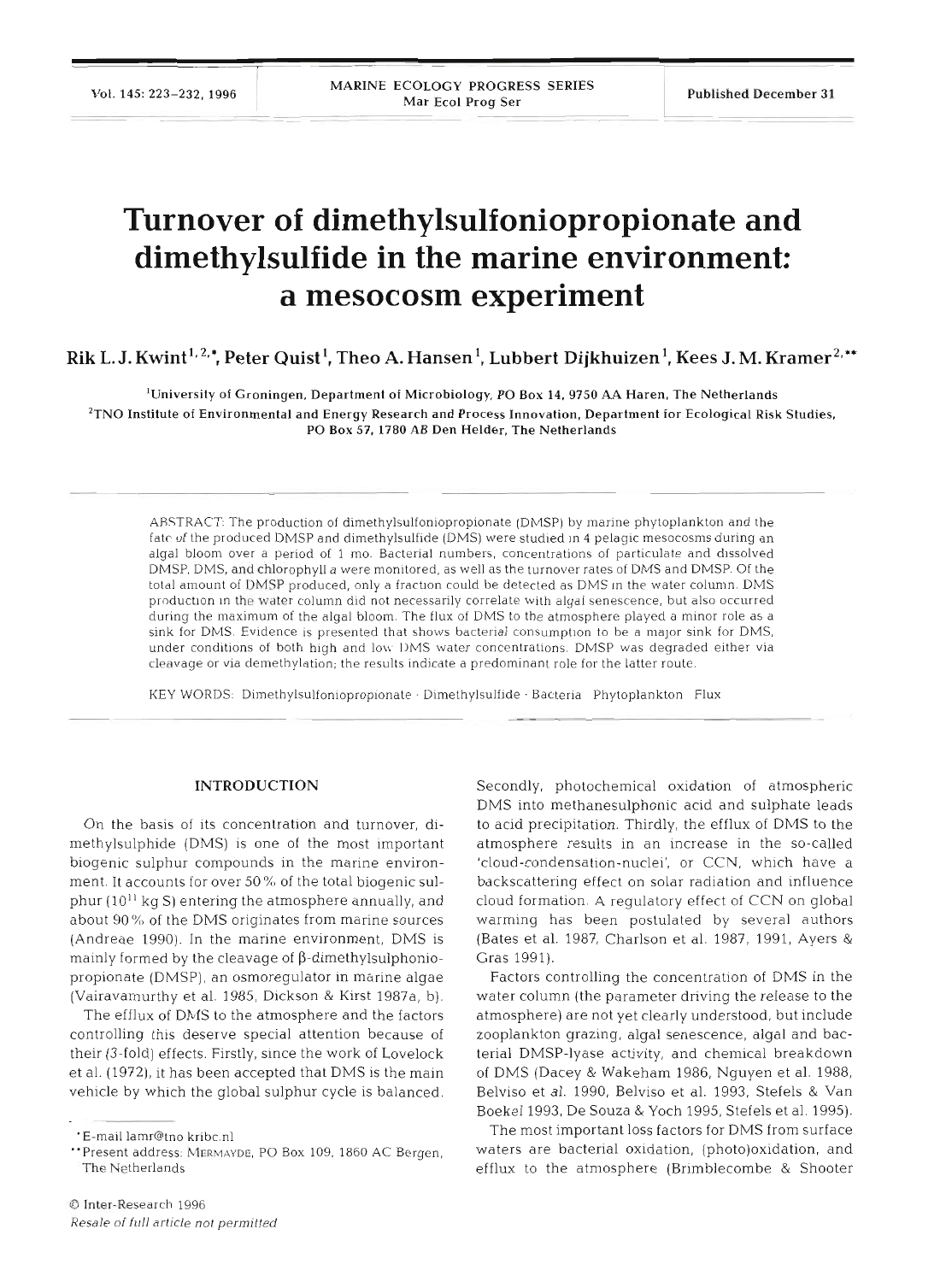# Turnover of dimethylsulfoniopropionate and dimethylsulfide in the marine environment: a mesocosm experiment

**Rik L. J. Kwint**[1,2,*], **Peter Quist**[1], **Theo A. Hansen**[1], **Lubbert Dijkhuizen**[1], **Kees J. M. Kramer**[2,**]

[1]University of Groningen, Department of Microbiology, PO Box 14, 9750 AA Haren, The Netherlands

[2]TNO Institute of Environmental and Energy Research and Process Innovation, Department for Ecological Risk Studies, PO Box 57, 1780 AB Den Helder, The Netherlands

ABSTRACT: The production of dimethylsulfoniopropionate (DMSP) by marine phytoplankton and the fate of the produced DMSP and dimethylsulfide (DMS) were studied in 4 pelagic mesocosms during an algal bloom over a period of 1 mo. Bacterial numbers, concentrations of particulate and dissolved DMSP, DMS, and chlorophyll *a* were monitored, as well as the turnover rates of DMS and DMSP. Of the total amount of DMSP produced, only a fraction could be detected as DMS in the water column. DMS production in the water column did not necessarily correlate with algal senescence, but also occurred during the maximum of the algal bloom. The flux of DMS to the atmosphere played a minor role as a sink for DMS. Evidence is presented that shows bacterial consumption to be a major sink for DMS, under conditions of both high and low DMS water concentrations. DMSP was degraded either via cleavage or via demethylation; the results indicate a predominant role for the latter route.

KEY WORDS: Dimethylsulfoniopropionate · Dimethylsulfide · Bacteria · Phytoplankton · Flux

## INTRODUCTION

On the basis of its concentration and turnover, dimethylsulphide (DMS) is one of the most important biogenic sulphur compounds in the marine environment. It accounts for over 50% of the total biogenic sulphur ($10^{11}$ kg S) entering the atmosphere annually, and about 90% of the DMS originates from marine sources (Andreae 1990). In the marine environment, DMS is mainly formed by the cleavage of β-dimethylsulphoniopropionate (DMSP), an osmoregulator in marine algae (Vairavamurthy et al. 1985, Dickson & Kirst 1987a, b).

The efflux of DMS to the atmosphere and the factors controlling this deserve special attention because of their (3-fold) effects. Firstly, since the work of Lovelock et al. (1972), it has been accepted that DMS is the main vehicle by which the global sulphur cycle is balanced. Secondly, photochemical oxidation of atmospheric DMS into methanesulphonic acid and sulphate leads to acid precipitation. Thirdly, the efflux of DMS to the atmosphere results in an increase in the so-called 'cloud-condensation-nuclei', or CCN, which have a backscattering effect on solar radiation and influence cloud formation. A regulatory effect of CCN on global warming has been postulated by several authors (Bates et al. 1987, Charlson et al. 1987, 1991, Ayers & Gras 1991).

Factors controlling the concentration of DMS in the water column (the parameter driving the release to the atmosphere) are not yet clearly understood, but include zooplankton grazing, algal senescence, algal and bacterial DMSP-lyase activity, and chemical breakdown of DMS (Dacey & Wakeham 1986, Nguyen et al. 1988, Belviso et al. 1990, Belviso et al. 1993, Stefels & Van Boekel 1993, De Souza & Yoch 1995, Stefels et al. 1995).

The most important loss factors for DMS from surface waters are bacterial oxidation, (photo)oxidation, and efflux to the atmosphere (Brimblecombe & Shooter

*E-mail lamr@tno.kribc.nl

**Present address: MERMAYDE, PO Box 109, 1860 AC Bergen, The Netherlands

© Inter-Research 1996

*Resale of full article not permitted*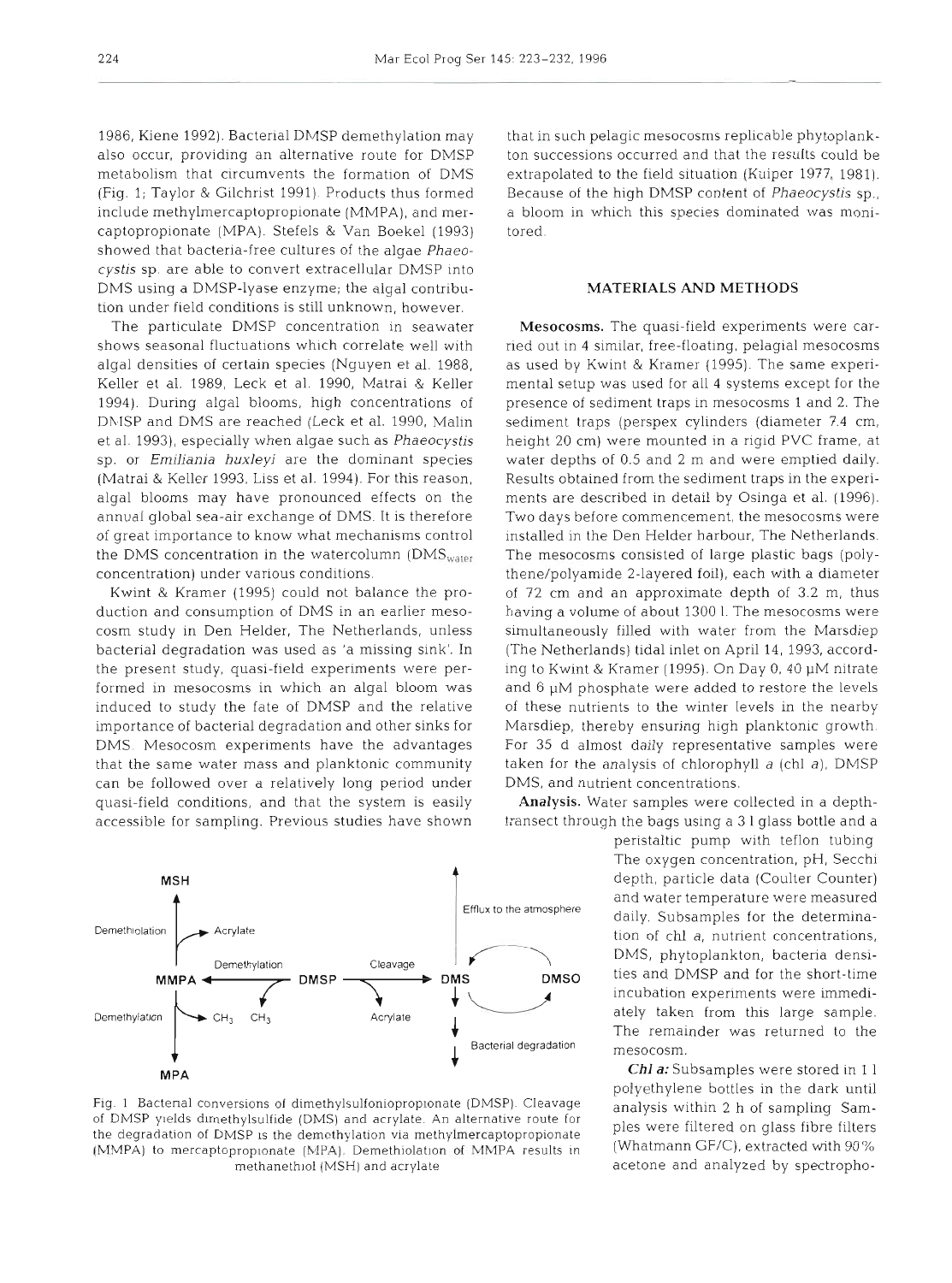1986, Kiene 1992). Bacterial DMSP demethylation may also occur, providing an alternative route for DMSP metabolism that circumvents the formation of DMS (Fig. 1; Taylor & Gilchrist 1991). Products thus formed include methylmercaptopropionate (MMPA), and mercaptopropionate (MPA). Stefels & Van Boekel (1993) showed that bacteria-free cultures of the algae *Phaeocystis* sp. are able to convert extracellular DMSP into DMS using a DMSP-lyase enzyme; the algal contribution under field conditions is still unknown, however.

The particulate DMSP concentration in seawater shows seasonal fluctuations which correlate well with algal densities of certain species (Nguyen et al. 1988, Keller et al. 1989, Leck et al. 1990, Matrai & Keller 1994). During algal blooms, high concentrations of DMSP and DMS are reached (Leck et al. 1990, Malin et al. 1993), especially when algae such as *Phaeocystis* sp. or *Emiliania huxleyi* are the dominant species (Matrai & Keller 1993, Liss et al. 1994). For this reason, algal blooms may have pronounced effects on the annual global sea-air exchange of DMS. It is therefore of great importance to know what mechanisms control the DMS concentration in the watercolumn ($DMS_{water}$ concentration) under various conditions.

Kwint & Kramer (1995) could not balance the production and consumption of DMS in an earlier mesocosm study in Den Helder, The Netherlands, unless bacterial degradation was used as 'a missing sink'. In the present study, quasi-field experiments were performed in mesocosms in which an algal bloom was induced to study the fate of DMSP and the relative importance of bacterial degradation and other sinks for DMS. Mesocosm experiments have the advantages that the same water mass and planktonic community can be followed over a relatively long period under quasi-field conditions, and that the system is easily accessible for sampling. Previous studies have shown that in such pelagic mesocosms replicable phytoplankton successions occurred and that the results could be extrapolated to the field situation (Kuiper 1977, 1981). Because of the high DMSP content of *Phaeocystis* sp., a bloom in which this species dominated was monitored.

Fig. 1. Bacterial conversions of dimethylsulfoniopropionate (DMSP). Cleavage of DMSP yields dimethylsulfide (DMS) and acrylate. An alternative route for the degradation of DMSP is the demethylation via methylmercaptopropionate (MMPA) to mercaptopropionate (MPA). Demethiolation of MMPA results in methanethiol (MSH) and acrylate

## MATERIALS AND METHODS

**Mesocosms.** The quasi-field experiments were carried out in 4 similar, free-floating, pelagial mesocosms as used by Kwint & Kramer (1995). The same experimental setup was used for all 4 systems except for the presence of sediment traps in mesocosms 1 and 2. The sediment traps (perspex cylinders (diameter 7.4 cm, height 20 cm) were mounted in a rigid PVC frame, at water depths of 0.5 and 2 m and were emptied daily. Results obtained from the sediment traps in the experiments are described in detail by Osinga et al. (1996). Two days before commencement, the mesocosms were installed in the Den Helder harbour, The Netherlands. The mesocosms consisted of large plastic bags (polythene/polyamide 2-layered foil), each with a diameter of 72 cm and an approximate depth of 3.2 m, thus having a volume of about 1300 l. The mesocosms were simultaneously filled with water from the Marsdiep (The Netherlands) tidal inlet on April 14, 1993, according to Kwint & Kramer (1995). On Day 0, 40 µM nitrate and 6 µM phosphate were added to restore the levels of these nutrients to the winter levels in the nearby Marsdiep, thereby ensuring high planktonic growth. For 35 d almost daily representative samples were taken for the analysis of chlorophyll *a* (chl *a*), DMSP, DMS, and nutrient concentrations.

**Analysis.** Water samples were collected in a depth-transect through the bags using a 3 l glass bottle and a peristaltic pump with teflon tubing. The oxygen concentration, pH, Secchi depth, particle data (Coulter Counter) and water temperature were measured daily. Subsamples for the determination of chl *a*, nutrient concentrations, DMS, phytoplankton, bacteria densities and DMSP and for the short-time incubation experiments were immediately taken from this large sample. The remainder was returned to the mesocosm.

***Chl a:*** Subsamples were stored in 1 l polyethylene bottles in the dark until analysis within 2 h of sampling. Samples were filtered on glass fibre filters (Whatmann GF/C), extracted with 90% acetone and analyzed by spectropho-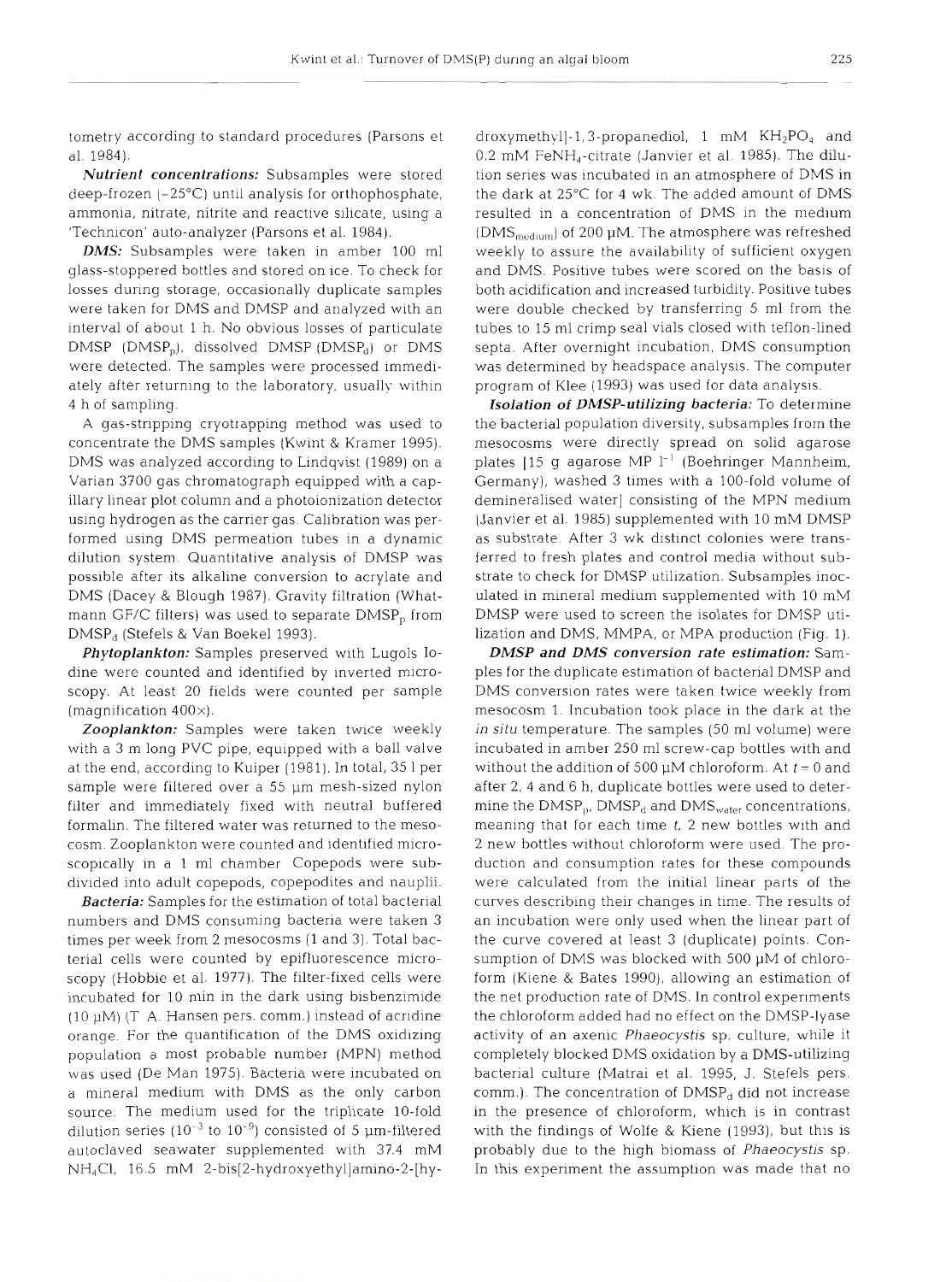tometry according to standard procedures (Parsons et al. 1984).

***Nutrient concentrations:*** Subsamples were stored deep-frozen (−25°C) until analysis for orthophosphate, ammonia, nitrate, nitrite and reactive silicate, using a 'Technicon' auto-analyzer (Parsons et al. 1984).

***DMS:*** Subsamples were taken in amber 100 ml glass-stoppered bottles and stored on ice. To check for losses during storage, occasionally duplicate samples were taken for DMS and DMSP and analyzed with an interval of about 1 h. No obvious losses of particulate DMSP ($DMSP_p$), dissolved DMSP ($DMSP_d$) or DMS were detected. The samples were processed immediately after returning to the laboratory, usually within 4 h of sampling.

A gas-stripping cryotrapping method was used to concentrate the DMS samples (Kwint & Kramer 1995). DMS was analyzed according to Lindqvist (1989) on a Varian 3700 gas chromatograph equipped with a capillary linear plot column and a photoionization detector using hydrogen as the carrier gas. Calibration was performed using DMS permeation tubes in a dynamic dilution system. Quantitative analysis of DMSP was possible after its alkaline conversion to acrylate and DMS (Dacey & Blough 1987). Gravity filtration (Whatmann GF/C filters) was used to separate $DMSP_p$ from $DMSP_d$ (Stefels & Van Boekel 1993).

***Phytoplankton:*** Samples preserved with Lugols Iodine were counted and identified by inverted microscopy. At least 20 fields were counted per sample (magnification 400×).

***Zooplankton:*** Samples were taken twice weekly with a 3 m long PVC pipe, equipped with a ball valve at the end, according to Kuiper (1981). In total, 35 l per sample were filtered over a 55 µm mesh-sized nylon filter and immediately fixed with neutral buffered formalin. The filtered water was returned to the mesocosm. Zooplankton were counted and identified microscopically in a 1 ml chamber. Copepods were subdivided into adult copepods, copepodites and nauplii.

***Bacteria:*** Samples for the estimation of total bacterial numbers and DMS consuming bacteria were taken 3 times per week from 2 mesocosms (1 and 3). Total bacterial cells were counted by epifluorescence microscopy (Hobbie et al. 1977). The filter-fixed cells were incubated for 10 min in the dark using bisbenzimide (10 µM) (T. A. Hansen pers. comm.) instead of acridine orange. For the quantification of the DMS oxidizing population a most probable number (MPN) method was used (De Man 1975). Bacteria were incubated on a mineral medium with DMS as the only carbon source. The medium used for the triplicate 10-fold dilution series ($10^{-3}$ to $10^{-9}$) consisted of 5 µm-filtered autoclaved seawater supplemented with 37.4 mM $NH_4Cl$, 16.5 mM 2-bis[2-hydroxyethyl]amino-2-[hydroxymethyl]-1,3-propanediol, 1 mM $KH_2PO_4$ and 0.2 mM $FeNH_4$-citrate (Janvier et al. 1985). The dilution series was incubated in an atmosphere of DMS in the dark at 25°C for 4 wk. The added amount of DMS resulted in a concentration of DMS in the medium ($DMS_{medium}$) of 200 µM. The atmosphere was refreshed weekly to assure the availability of sufficient oxygen and DMS. Positive tubes were scored on the basis of both acidification and increased turbidity. Positive tubes were double checked by transferring 5 ml from the tubes to 15 ml crimp seal vials closed with teflon-lined septa. After overnight incubation, DMS consumption was determined by headspace analysis. The computer program of Klee (1993) was used for data analysis.

***Isolation of DMSP-utilizing bacteria:*** To determine the bacterial population diversity, subsamples from the mesocosms were directly spread on solid agarose plates [15 g agarose MP $l^{-1}$ (Boehringer Mannheim, Germany), washed 3 times with a 100-fold volume of demineralised water] consisting of the MPN medium (Janvier et al. 1985) supplemented with 10 mM DMSP as substrate. After 3 wk distinct colonies were transferred to fresh plates and control media without substrate to check for DMSP utilization. Subsamples inoculated in mineral medium supplemented with 10 mM DMSP were used to screen the isolates for DMSP utilization and DMS, MMPA, or MPA production (Fig. 1).

***DMSP and DMS conversion rate estimation:*** Samples for the duplicate estimation of bacterial DMSP and DMS conversion rates were taken twice weekly from mesocosm 1. Incubation took place in the dark at the *in situ* temperature. The samples (50 ml volume) were incubated in amber 250 ml screw-cap bottles with and without the addition of 500 µM chloroform. At $t = 0$ and after 2, 4 and 6 h, duplicate bottles were used to determine the $DMSP_p$, $DMSP_d$ and $DMS_{water}$ concentrations, meaning that for each time $t$, 2 new bottles with and 2 new bottles without chloroform were used. The production and consumption rates for these compounds were calculated from the initial linear parts of the curves describing their changes in time. The results of an incubation were only used when the linear part of the curve covered at least 3 (duplicate) points. Consumption of DMS was blocked with 500 µM of chloroform (Kiene & Bates 1990), allowing an estimation of the net production rate of DMS. In control experiments the chloroform added had no effect on the DMSP-lyase activity of an axenic *Phaeocystis* sp. culture, while it completely blocked DMS oxidation by a DMS-utilizing bacterial culture (Matrai et al. 1995, J. Stefels pers. comm.). The concentration of $DMSP_d$ did not increase in the presence of chloroform, which is in contrast with the findings of Wolfe & Kiene (1993), but this is probably due to the high biomass of *Phaeocystis* sp. In this experiment the assumption was made that no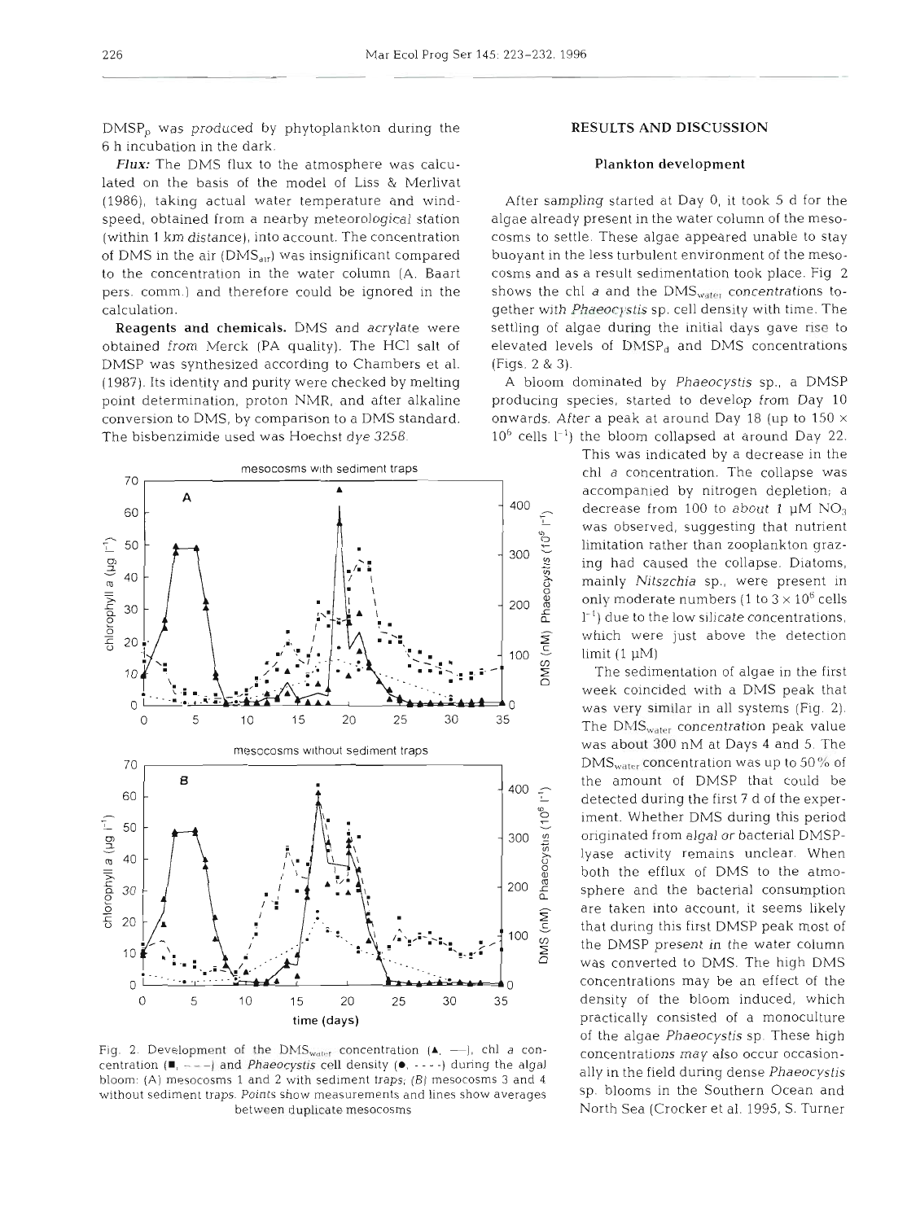$DMSP_p$ was produced by phytoplankton during the 6 h incubation in the dark.

*Flux:* The DMS flux to the atmosphere was calculated on the basis of the model of Liss & Merlivat (1986), taking actual water temperature and windspeed, obtained from a nearby meteorological station (within 1 km distance), into account. The concentration of DMS in the air ($DMS_{air}$) was insignificant compared to the concentration in the water column (A. Baart pers. comm.) and therefore could be ignored in the calculation.

**Reagents and chemicals.** DMS and acrylate were obtained from Merck (PA quality). The HCl salt of DMSP was synthesized according to Chambers et al. (1987). Its identity and purity were checked by melting point determination, proton NMR, and after alkaline conversion to DMS, by comparison to a DMS standard. The bisbenzimide used was Hoechst dye 3258.

Fig. 2. Development of the $DMS_{water}$ concentration (▲, ——), chl *a* concentration (■, – – –) and *Phaeocystis* cell density (●, - - - -) during the algal bloom: (A) mesocosms 1 and 2 with sediment traps; (B) mesocosms 3 and 4 without sediment traps. Points show measurements and lines show averages between duplicate mesocosms

## RESULTS AND DISCUSSION

### Plankton development

After sampling started at Day 0, it took 5 d for the algae already present in the water column of the mesocosms to settle. These algae appeared unable to stay buoyant in the less turbulent environment of the mesocosms and as a result sedimentation took place. Fig 2 shows the chl *a* and the $DMS_{water}$ concentrations together with *Phaeocystis* sp. cell density with time. The settling of algae during the initial days gave rise to elevated levels of $DMSP_d$ and DMS concentrations (Figs. 2 & 3).

A bloom dominated by *Phaeocystis* sp., a DMSP producing species, started to develop from Day 10 onwards. After a peak at around Day 18 (up to $150 \times 10^6$ cells $l^{-1}$) the bloom collapsed at around Day 22. This was indicated by a decrease in the chl *a* concentration. The collapse was accompanied by nitrogen depletion; a decrease from 100 to about 1 µM $NO_3$ was observed, suggesting that nutrient limitation rather than zooplankton grazing had caused the collapse. Diatoms, mainly *Nitszchia* sp., were present in only moderate numbers (1 to $3 \times 10^6$ cells $l^{-1}$) due to the low silicate concentrations, which were just above the detection limit (1 µM)

The sedimentation of algae in the first week coincided with a DMS peak that was very similar in all systems (Fig. 2). The $DMS_{water}$ concentration peak value was about 300 nM at Days 4 and 5. The $DMS_{water}$ concentration was up to 50% of the amount of DMSP that could be detected during the first 7 d of the experiment. Whether DMS during this period originated from algal or bacterial DMSP-lyase activity remains unclear. When both the efflux of DMS to the atmosphere and the bacterial consumption are taken into account, it seems likely that during this first DMSP peak most of the DMSP present in the water column was converted to DMS. The high DMS concentrations may be an effect of the density of the bloom induced, which practically consisted of a monoculture of the algae *Phaeocystis* sp. These high concentrations may also occur occasionally in the field during dense *Phaeocystis* sp. blooms in the Southern Ocean and North Sea (Crocker et al. 1995, S. Turner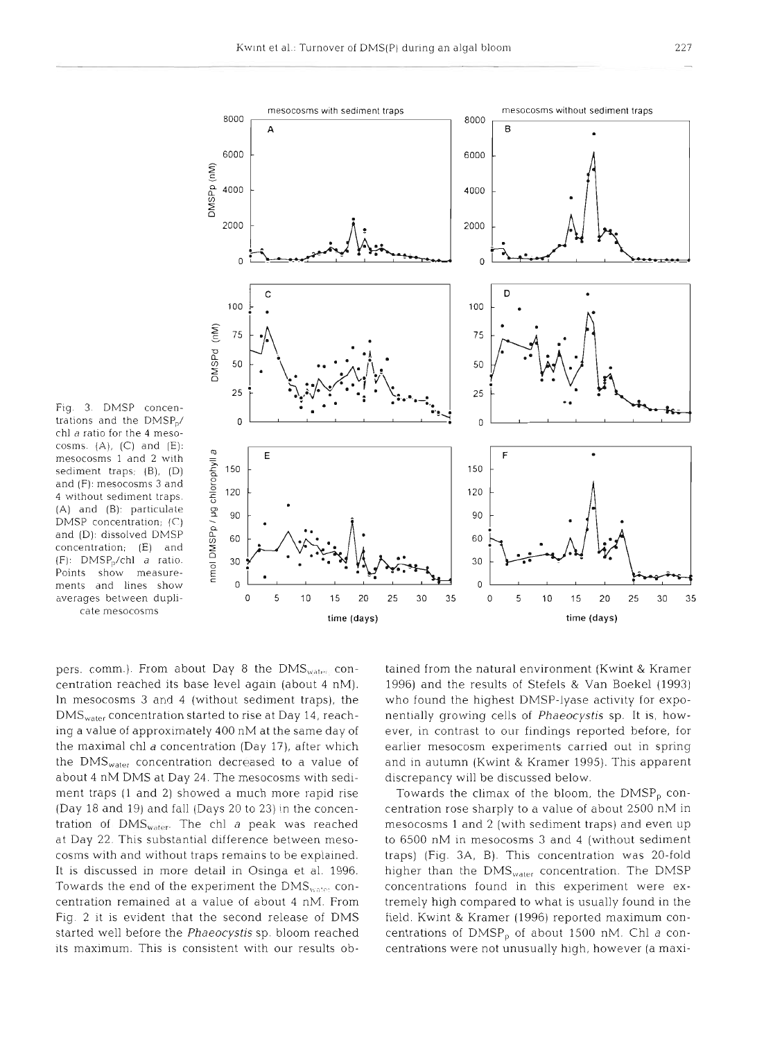Fig. 3. DMSP concentrations and the $DMSP_p$/chl *a* ratio for the 4 mesocosms. (A), (C) and (E): mesocosms 1 and 2 with sediment traps; (B), (D) and (F): mesocosms 3 and 4 without sediment traps. (A) and (B): particulate DMSP concentration; (C) and (D): dissolved DMSP concentration; (E) and (F): $DMSP_p$/chl *a* ratio. Points show measurements and lines show averages between duplicate mesocosms

pers. comm.). From about Day 8 the $DMS_{water}$ concentration reached its base level again (about 4 nM). In mesocosms 3 and 4 (without sediment traps), the $DMS_{water}$ concentration started to rise at Day 14, reaching a value of approximately 400 nM at the same day of the maximal chl *a* concentration (Day 17), after which the $DMS_{water}$ concentration decreased to a value of about 4 nM DMS at Day 24. The mesocosms with sediment traps (1 and 2) showed a much more rapid rise (Day 18 and 19) and fall (Days 20 to 23) in the concentration of $DMS_{water}$. The chl *a* peak was reached at Day 22. This substantial difference between mesocosms with and without traps remains to be explained. It is discussed in more detail in Osinga et al. 1996. Towards the end of the experiment the $DMS_{water}$ concentration remained at a value of about 4 nM. From Fig. 2 it is evident that the second release of DMS started well before the *Phaeocystis* sp. bloom reached its maximum. This is consistent with our results obtained from the natural environment (Kwint & Kramer 1996) and the results of Stefels & Van Boekel (1993) who found the highest DMSP-lyase activity for exponentially growing cells of *Phaeocystis* sp. It is, however, in contrast to our findings reported before, for earlier mesocosm experiments carried out in spring and in autumn (Kwint & Kramer 1995). This apparent discrepancy will be discussed below.

Towards the climax of the bloom, the $DMSP_p$ concentration rose sharply to a value of about 2500 nM in mesocosms 1 and 2 (with sediment traps) and even up to 6500 nM in mesocosms 3 and 4 (without sediment traps) (Fig. 3A, B). This concentration was 20-fold higher than the $DMS_{water}$ concentration. The DMSP concentrations found in this experiment were extremely high compared to what is usually found in the field. Kwint & Kramer (1996) reported maximum concentrations of $DMSP_p$ of about 1500 nM. Chl *a* concentrations were not unusually high, however (a maxi-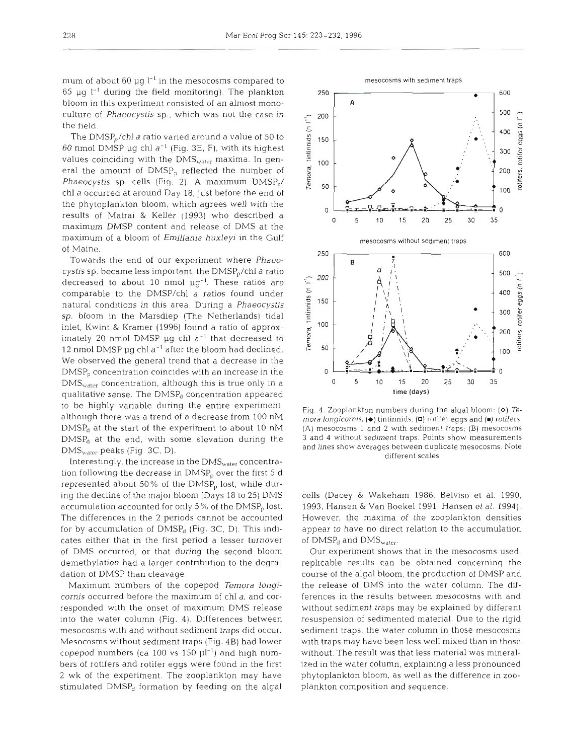mum of about 60 µg $l^{-1}$ in the mesocosms compared to 65 µg $l^{-1}$ during the field monitoring). The plankton bloom in this experiment consisted of an almost monoculture of *Phaeocystis* sp., which was not the case in the field.

The $DMSP_p$/chl *a* ratio varied around a value of 50 to 60 nmol DMSP µg chl $a^{-1}$ (Fig. 3E, F), with its highest values coinciding with the $DMS_{water}$ maxima. In general the amount of $DMSP_p$ reflected the number of *Phaeocystis* sp. cells (Fig. 2). A maximum $DMSP_p$/chl *a* occurred at around Day 18, just before the end of the phytoplankton bloom, which agrees well with the results of Matrai & Keller (1993) who described a maximum DMSP content and release of DMS at the maximum of a bloom of *Emiliania huxleyi* in the Gulf of Maine.

Towards the end of our experiment where *Phaeocystis* sp. became less important, the $DMSP_p$/chl *a* ratio decreased to about 10 nmol µg$^{-1}$. These ratios are comparable to the DMSP/chl *a* ratios found under natural conditions in this area. During a *Phaeocystis* sp. bloom in the Marsdiep (The Netherlands) tidal inlet, Kwint & Kramer (1996) found a ratio of approximately 20 nmol DMSP µg chl $a^{-1}$ that decreased to 12 nmol DMSP µg chl $a^{-1}$ after the bloom had declined. We observed the general trend that a decrease in the $DMSP_p$ concentration coincides with an increase in the $DMS_{water}$ concentration, although this is true only in a qualitative sense. The $DMSP_d$ concentration appeared to be highly variable during the entire experiment, although there was a trend of a decrease from 100 nM $DMSP_d$ at the start of the experiment to about 10 nM $DMSP_d$ at the end, with some elevation during the $DMS_{water}$ peaks (Fig. 3C, D).

Interestingly, the increase in the $DMS_{water}$ concentration following the decrease in $DMSP_p$ over the first 5 d represented about 50% of the $DMSP_p$ lost, while during the decline of the major bloom (Days 18 to 25) DMS accumulation accounted for only 5% of the $DMSP_p$ lost. The differences in the 2 periods cannot be accounted for by accumulation of $DMSP_d$ (Fig. 3C, D). This indicates either that in the first period a lesser turnover of DMS occurred, or that during the second bloom demethylation had a larger contribution to the degradation of DMSP than cleavage.

Maximum numbers of the copepod *Temora longicornis* occurred before the maximum of chl *a*, and corresponded with the onset of maximum DMS release into the water column (Fig. 4). Differences between mesocosms with and without sediment traps did occur. Mesocosms without sediment traps (Fig. 4B) had lower copepod numbers (ca 100 vs 150 µl$^{-1}$) and high numbers of rotifers and rotifer eggs were found in the first 2 wk of the experiment. The zooplankton may have stimulated $DMSP_d$ formation by feeding on the algal cells (Dacey & Wakeham 1986, Belviso et al. 1990, 1993, Hansen & Van Boekel 1991, Hansen et al. 1994). However, the maxima of the zooplankton densities appear to have no direct relation to the accumulation of $DMSP_d$ and $DMS_{water}$.

Our experiment shows that in the mesocosms used, replicable results can be obtained concerning the course of the algal bloom, the production of DMSP and the release of DMS into the water column. The differences in the results between mesocosms with and without sediment traps may be explained by different resuspension of sedimented material. Due to the rigid sediment traps, the water column in those mesocosms with traps may have been less well mixed than in those without. The result was that less material was mineralized in the water column, explaining a less pronounced phytoplankton bloom, as well as the difference in zooplankton composition and sequence.

Fig. 4. Zooplankton numbers during the algal bloom: (◇) *Temora longicornis*, (◆) tintinnids, (□) rotifer eggs and (■) rotifers. (A) mesocosms 1 and 2 with sediment traps; (B) mesocosms 3 and 4 without sediment traps. Points show measurements and lines show averages between duplicate mesocosms. Note different scales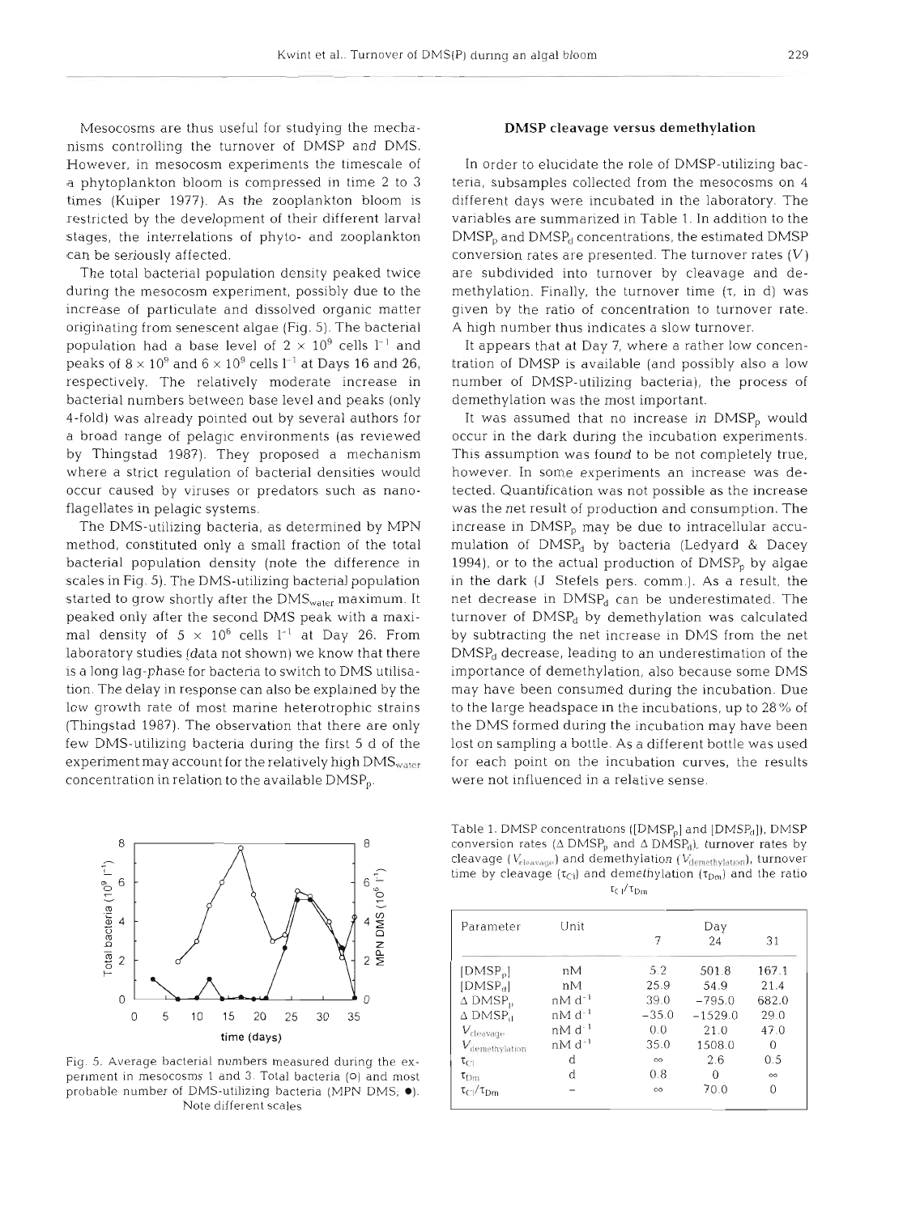Mesocosms are thus useful for studying the mechanisms controlling the turnover of DMSP and DMS. However, in mesocosm experiments the timescale of a phytoplankton bloom is compressed in time 2 to 3 times (Kuiper 1977). As the zooplankton bloom is restricted by the development of their different larval stages, the interrelations of phyto- and zooplankton can be seriously affected.

The total bacterial population density peaked twice during the mesocosm experiment, possibly due to the increase of particulate and dissolved organic matter originating from senescent algae (Fig. 5). The bacterial population had a base level of $2 \times 10^9$ cells $l^{-1}$ and peaks of $8 \times 10^9$ and $6 \times 10^9$ cells $l^{-1}$ at Days 16 and 26, respectively. The relatively moderate increase in bacterial numbers between base level and peaks (only 4-fold) was already pointed out by several authors for a broad range of pelagic environments (as reviewed by Thingstad 1987). They proposed a mechanism where a strict regulation of bacterial densities would occur caused by viruses or predators such as nanoflagellates in pelagic systems.

The DMS-utilizing bacteria, as determined by MPN method, constituted only a small fraction of the total bacterial population density (note the difference in scales in Fig. 5). The DMS-utilizing bacterial population started to grow shortly after the $DMS_{water}$ maximum. It peaked only after the second DMS peak with a maximal density of $5 \times 10^6$ cells $l^{-1}$ at Day 26. From laboratory studies (data not shown) we know that there is a long lag-phase for bacteria to switch to DMS utilisation. The delay in response can also be explained by the low growth rate of most marine heterotrophic strains (Thingstad 1987). The observation that there are only few DMS-utilizing bacteria during the first 5 d of the experiment may account for the relatively high $DMS_{water}$ concentration in relation to the available $DMSP_p$.

Fig. 5. Average bacterial numbers measured during the experiment in mesocosms 1 and 3. Total bacteria (○) and most probable number of DMS-utilizing bacteria (MPN DMS; ●). Note different scales

## DMSP cleavage versus demethylation

In order to elucidate the role of DMSP-utilizing bacteria, subsamples collected from the mesocosms on 4 different days were incubated in the laboratory. The variables are summarized in Table 1. In addition to the $DMSP_p$ and $DMSP_d$ concentrations, the estimated DMSP conversion rates are presented. The turnover rates ($V$) are subdivided into turnover by cleavage and demethylation. Finally, the turnover time ($\tau$, in d) was given by the ratio of concentration to turnover rate. A high number thus indicates a slow turnover.

It appears that at Day 7, where a rather low concentration of DMSP is available (and possibly also a low number of DMSP-utilizing bacteria), the process of demethylation was the most important.

It was assumed that no increase in $DMSP_p$ would occur in the dark during the incubation experiments. This assumption was found to be not completely true, however. In some experiments an increase was detected. Quantification was not possible as the increase was the net result of production and consumption. The increase in $DMSP_p$ may be due to intracellular accumulation of $DMSP_d$ by bacteria (Ledyard & Dacey 1994), or to the actual production of $DMSP_p$ by algae in the dark (J. Stefels pers. comm.). As a result, the net decrease in $DMSP_d$ can be underestimated. The turnover of $DMSP_d$ by demethylation was calculated by subtracting the net increase in DMS from the net $DMSP_d$ decrease, leading to an underestimation of the importance of demethylation, also because some DMS may have been consumed during the incubation. Due to the large headspace in the incubations, up to 28% of the DMS formed during the incubation may have been lost on sampling a bottle. As a different bottle was used for each point on the incubation curves, the results were not influenced in a relative sense.

Table 1. DMSP concentrations ($[DMSP_p]$ and $[DMSP_d]$), DMSP conversion rates ($\Delta$ $DMSP_p$ and $\Delta$ $DMSP_d$), turnover rates by cleavage ($V_{cleavage}$) and demethylation ($V_{demethylation}$), turnover time by cleavage ($\tau_{Cl}$) and demethylation ($\tau_{Dm}$) and the ratio $\tau_{Cl}/\tau_{Dm}$

| Parameter | Unit | Day | | |
|---|---|---|---|---|
| | | 7 | 24 | 31 |
| $[DMSP_p]$ | nM | 5.2 | 501.8 | 167.1 |
| $[DMSP_d]$ | nM | 25.9 | 54.9 | 21.4 |
| $\Delta$ $DMSP_p$ | nM $d^{-1}$ | 39.0 | −795.0 | 682.0 |
| $\Delta$ $DMSP_d$ | nM $d^{-1}$ | −35.0 | −1529.0 | 29.0 |
| $V_{cleavage}$ | nM $d^{-1}$ | 0.0 | 21.0 | 47.0 |
| $V_{demethylation}$ | nM $d^{-1}$ | 35.0 | 1508.0 | 0 |
| $\tau_{Cl}$ | d | ∞ | 2.6 | 0.5 |
| $\tau_{Dm}$ | d | 0.8 | 0 | ∞ |
| $\tau_{Cl}/\tau_{Dm}$ | – | ∞ | 70.0 | 0 |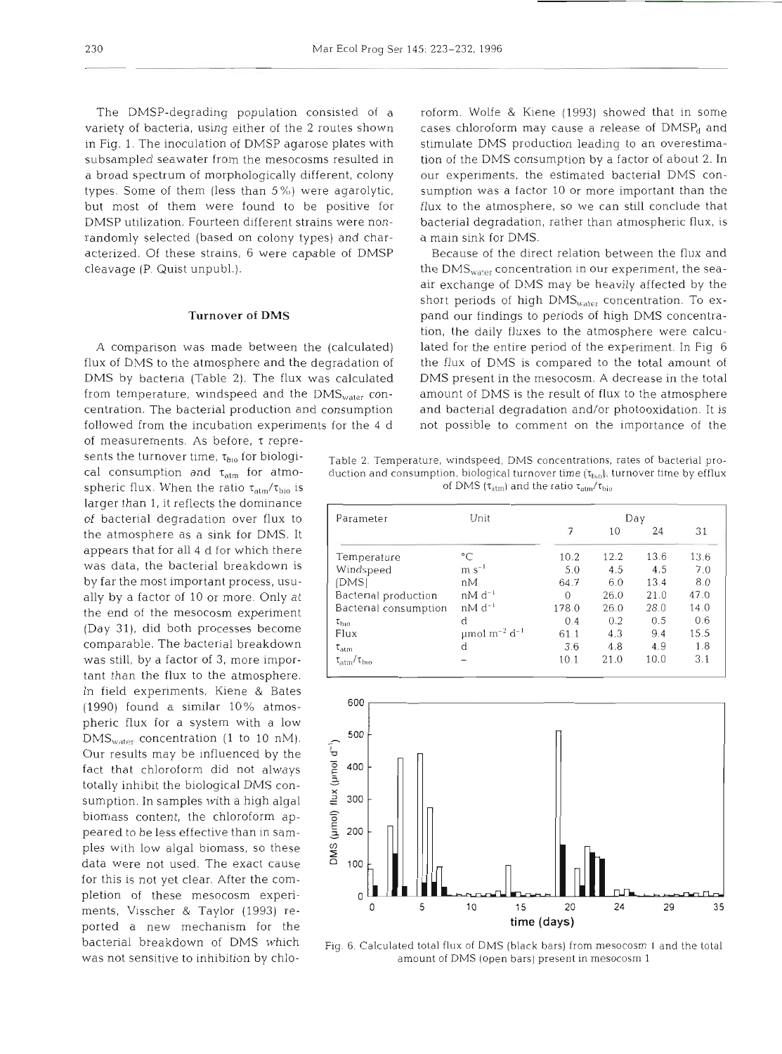The DMSP-degrading population consisted of a variety of bacteria, using either of the 2 routes shown in Fig. 1. The inoculation of DMSP agarose plates with subsampled seawater from the mesocosms resulted in a broad spectrum of morphologically different, colony types. Some of them (less than 5%) were agarolytic, but most of them were found to be positive for DMSP utilization. Fourteen different strains were non-randomly selected (based on colony types) and characterized. Of these strains, 6 were capable of DMSP cleavage (P. Quist unpubl.).

## Turnover of DMS

A comparison was made between the (calculated) flux of DMS to the atmosphere and the degradation of DMS by bacteria (Table 2). The flux was calculated from temperature, windspeed and the $DMS_{water}$ concentration. The bacterial production and consumption followed from the incubation experiments for the 4 d of measurements. As before, $\tau$ represents the turnover time, $\tau_{bio}$ for biological consumption and $\tau_{atm}$ for atmospheric flux. When the ratio $\tau_{atm}/\tau_{bio}$ is larger than 1, it reflects the dominance of bacterial degradation over flux to the atmosphere as a sink for DMS. It appears that for all 4 d for which there was data, the bacterial breakdown is by far the most important process, usually by a factor of 10 or more. Only at the end of the mesocosm experiment (Day 31), did both processes become comparable. The bacterial breakdown was still, by a factor of 3, more important than the flux to the atmosphere. In field experiments, Kiene & Bates (1990) found a similar 10% atmospheric flux for a system with a low $DMS_{water}$ concentration (1 to 10 nM). Our results may be influenced by the fact that chloroform did not always totally inhibit the biological DMS consumption. In samples with a high algal biomass content, the chloroform appeared to be less effective than in samples with low algal biomass, so these data were not used. The exact cause for this is not yet clear. After the completion of these mesocosm experiments, Visscher & Taylor (1993) reported a new mechanism for the bacterial breakdown of DMS which was not sensitive to inhibition by chloroform. Wolfe & Kiene (1993) showed that in some cases chloroform may cause a release of $DMSP_d$ and stimulate DMS production leading to an overestimation of the DMS consumption by a factor of about 2. In our experiments, the estimated bacterial DMS consumption was a factor 10 or more important than the flux to the atmosphere, so we can still conclude that bacterial degradation, rather than atmospheric flux, is a main sink for DMS.

Because of the direct relation between the flux and the $DMS_{water}$ concentration in our experiment, the sea-air exchange of DMS may be heavily affected by the short periods of high $DMS_{water}$ concentration. To expand our findings to periods of high DMS concentration, the daily fluxes to the atmosphere were calculated for the entire period of the experiment. In Fig 6 the flux of DMS is compared to the total amount of DMS present in the mesocosm. A decrease in the total amount of DMS is the result of flux to the atmosphere and bacterial degradation and/or photooxidation. It is not possible to comment on the importance of the

Table 2. Temperature, windspeed, DMS concentrations, rates of bacterial production and consumption, biological turnover time ($\tau_{bio}$), turnover time by efflux of DMS ($\tau_{atm}$) and the ratio $\tau_{atm}/\tau_{bio}$

| Parameter | Unit | Day 7 | Day 10 | Day 24 | Day 31 |
|---|---|---|---|---|---|
| Temperature | °C | 10.2 | 12.2 | 13.6 | 13.6 |
| Windspeed | m s$^{-1}$ | 5.0 | 4.5 | 4.5 | 7.0 |
| [DMS] | nM | 64.7 | 6.0 | 13.4 | 8.0 |
| Bacterial production | nM d$^{-1}$ | 0 | 26.0 | 21.0 | 47.0 |
| Bacterial consumption | nM d$^{-1}$ | 178.0 | 26.0 | 28.0 | 14.0 |
| $\tau_{bio}$ | d | 0.4 | 0.2 | 0.5 | 0.6 |
| Flux | µmol m$^{-2}$ d$^{-1}$ | 61.1 | 4.3 | 9.4 | 15.5 |
| $\tau_{atm}$ | d | 3.6 | 4.8 | 4.9 | 1.8 |
| $\tau_{atm}/\tau_{bio}$ | – | 10.1 | 21.0 | 10.0 | 3.1 |

Fig. 6. Calculated total flux of DMS (black bars) from mesocosm 1 and the total amount of DMS (open bars) present in mesocosm 1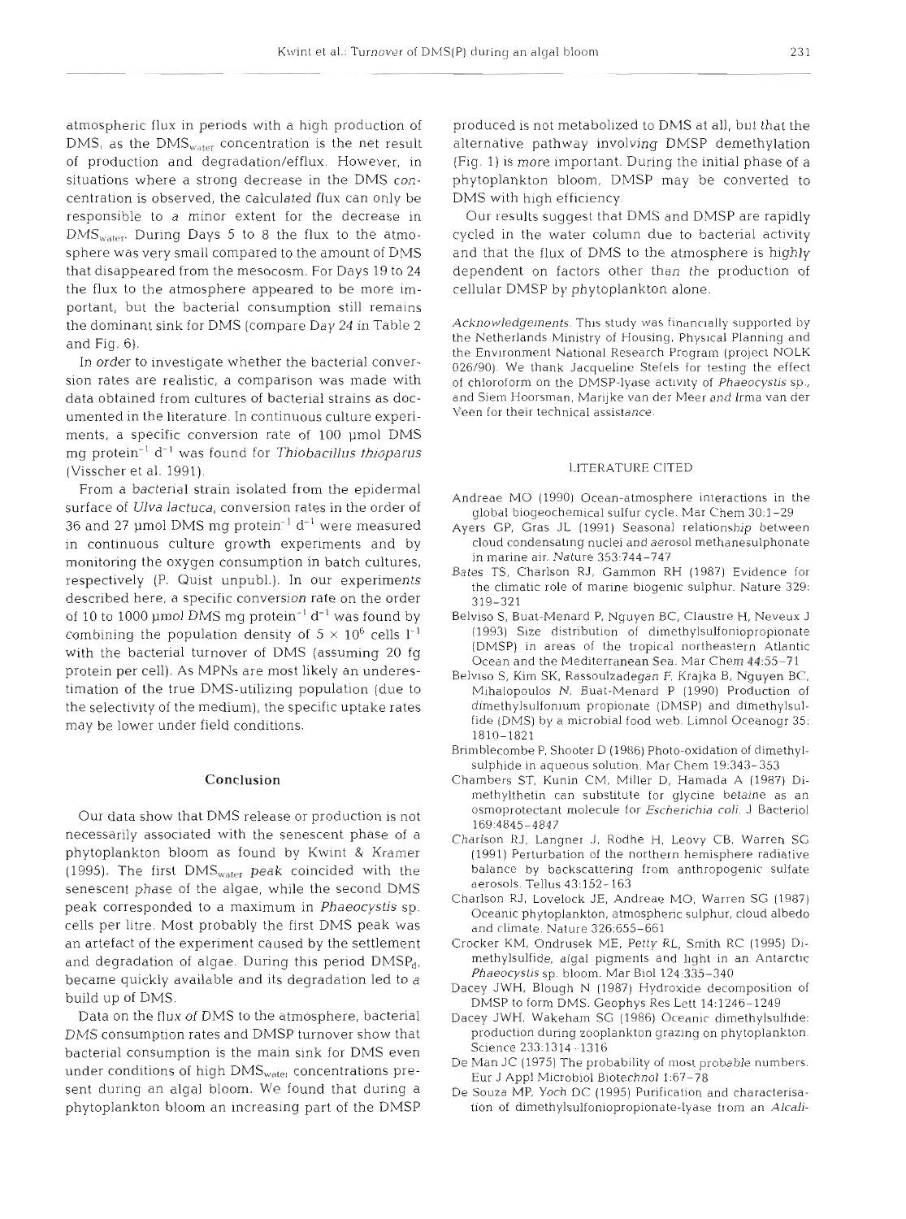atmospheric flux in periods with a high production of DMS, as the $DMS_{water}$ concentration is the net result of production and degradation/efflux. However, in situations where a strong decrease in the DMS concentration is observed, the calculated flux can only be responsible to a minor extent for the decrease in $DMS_{water}$. During Days 5 to 8 the flux to the atmosphere was very small compared to the amount of DMS that disappeared from the mesocosm. For Days 19 to 24 the flux to the atmosphere appeared to be more important, but the bacterial consumption still remains the dominant sink for DMS (compare Day 24 in Table 2 and Fig. 6).

In order to investigate whether the bacterial conversion rates are realistic, a comparison was made with data obtained from cultures of bacterial strains as documented in the literature. In continuous culture experiments, a specific conversion rate of 100 µmol DMS mg protein$^{-1}$ d$^{-1}$ was found for *Thiobacillus thioparus* (Visscher et al. 1991).

From a bacterial strain isolated from the epidermal surface of *Ulva lactuca*, conversion rates in the order of 36 and 27 µmol DMS mg protein$^{-1}$ d$^{-1}$ were measured in continuous culture growth experiments and by monitoring the oxygen consumption in batch cultures, respectively (P. Quist unpubl.). In our experiments described here, a specific conversion rate on the order of 10 to 1000 µmol DMS mg protein$^{-1}$ d$^{-1}$ was found by combining the population density of $5 \times 10^6$ cells l$^{-1}$ with the bacterial turnover of DMS (assuming 20 fg protein per cell). As MPNs are most likely an underestimation of the true DMS-utilizing population (due to the selectivity of the medium), the specific uptake rates may be lower under field conditions.

## Conclusion

Our data show that DMS release or production is not necessarily associated with the senescent phase of a phytoplankton bloom as found by Kwint & Kramer (1995). The first $DMS_{water}$ peak coincided with the senescent phase of the algae, while the second DMS peak corresponded to a maximum in *Phaeocystis* sp. cells per litre. Most probably the first DMS peak was an artefact of the experiment caused by the settlement and degradation of algae. During this period $DMSP_d$ became quickly available and its degradation led to a build up of DMS.

Data on the flux of DMS to the atmosphere, bacterial DMS consumption rates and DMSP turnover show that bacterial consumption is the main sink for DMS even under conditions of high $DMS_{water}$ concentrations present during an algal bloom. We found that during a phytoplankton bloom an increasing part of the DMSP produced is not metabolized to DMS at all, but that the alternative pathway involving DMSP demethylation (Fig. 1) is more important. During the initial phase of a phytoplankton bloom, DMSP may be converted to DMS with high efficiency.

Our results suggest that DMS and DMSP are rapidly cycled in the water column due to bacterial activity and that the flux of DMS to the atmosphere is highly dependent on factors other than the production of cellular DMSP by phytoplankton alone.

*Acknowledgements.* This study was financially supported by the Netherlands Ministry of Housing, Physical Planning and the Environment National Research Program (project NOLK 026/90). We thank Jacqueline Stefels for testing the effect of chloroform on the DMSP-lyase activity of *Phaeocystis* sp., and Siem Hoorsman, Marijke van der Meer and Irma van der Veen for their technical assistance.

## LITERATURE CITED

Andreae MO (1990) Ocean-atmosphere interactions in the global biogeochemical sulfur cycle. Mar Chem 30:1–29

Ayers GP, Gras JL (1991) Seasonal relationship between cloud condensating nuclei and aerosol methanesulphonate in marine air. Nature 353:744–747

Bates TS, Charlson RJ, Gammon RH (1987) Evidence for the climatic role of marine biogenic sulphur. Nature 329: 319–321

Belviso S, Buat-Menard P, Nguyen BC, Claustre H, Neveux J (1993) Size distribution of dimethylsulfoniopropionate (DMSP) in areas of the tropical northeastern Atlantic Ocean and the Mediterranean Sea. Mar Chem 44:55–71

Belviso S, Kim SK, Rassoulzadegan F, Krajka B, Nguyen BC, Mihalopoulos N, Buat-Menard P (1990) Production of dimethylsulfonium propionate (DMSP) and dimethylsulfide (DMS) by a microbial food web. Limnol Oceanogr 35: 1810–1821

Brimblecombe P, Shooter D (1986) Photo-oxidation of dimethylsulphide in aqueous solution. Mar Chem 19:343–353

Chambers ST, Kunin CM, Miller D, Hamada A (1987) Dimethylthetin can substitute for glycine betaine as an osmoprotectant molecule for *Escherichia coli*. J Bacteriol 169:4845–4847

Charlson RJ, Langner J, Rodhe H, Leovy CB, Warren SG (1991) Perturbation of the northern hemisphere radiative balance by backscattering from anthropogenic sulfate aerosols. Tellus 43:152–163

Charlson RJ, Lovelock JE, Andreae MO, Warren SG (1987) Oceanic phytoplankton, atmospheric sulphur, cloud albedo and climate. Nature 326:655–661

Crocker KM, Ondrusek ME, Petty RL, Smith RC (1995) Dimethylsulfide, algal pigments and light in an Antarctic *Phaeocystis* sp. bloom. Mar Biol 124:335–340

Dacey JWH, Blough N (1987) Hydroxide decomposition of DMSP to form DMS. Geophys Res Lett 14:1246–1249

Dacey JWH, Wakeham SG (1986) Oceanic dimethylsulfide: production during zooplankton grazing on phytoplankton. Science 233:1314–1316

De Man JC (1975) The probability of most probable numbers. Eur J Appl Microbiol Biotechnol 1:67–78

De Souza MP, Yoch DC (1995) Purification and characterisation of dimethylsulfoniopropionate-lyase from an *Alcali-*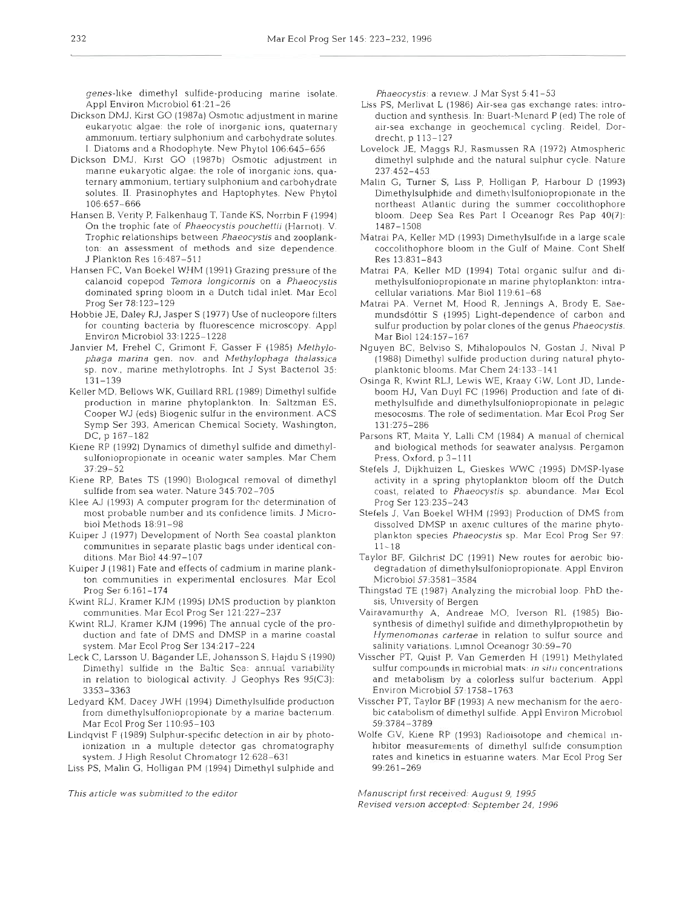*genes*-like dimethyl sulfide-producing marine isolate. Appl Environ Microbiol 61:21–26

Dickson DMJ, Kirst GO (1987a) Osmotic adjustment in marine eukaryotic algae: the role of inorganic ions, quaternary ammonium, tertiary sulphonium and carbohydrate solutes. I. Diatoms and a Rhodophyte. New Phytol 106:645–656

Dickson DMJ, Kirst GO (1987b) Osmotic adjustment in marine eukaryotic algae: the role of inorganic ions, quaternary ammonium, tertiary sulphonium and carbohydrate solutes. II. Prasinophytes and Haptophytes. New Phytol 106:657–666

Hansen B, Verity P, Falkenhaug T, Tande KS, Norrbin F (1994) On the trophic fate of *Phaeocystis pouchettii* (Harriot). V. Trophic relationships between *Phaeocystis* and zooplankton: an assessment of methods and size dependence. J Plankton Res 16:487–511

Hansen FC, Van Boekel WHM (1991) Grazing pressure of the calanoid copepod *Temora longicornis* on a *Phaeocystis* dominated spring bloom in a Dutch tidal inlet. Mar Ecol Prog Ser 78:123–129

Hobbie JE, Daley RJ, Jasper S (1977) Use of nucleopore filters for counting bacteria by fluorescence microscopy. Appl Environ Microbiol 33:1225–1228

Janvier M, Frehel C, Grimont F, Gasser F (1985) *Methylophaga marina* gen. nov. and *Methylophaga thalassica* sp. nov., marine methylotrophs. Int J Syst Bacteriol 35:131–139

Keller MD, Bellows WK, Guillard RRL (1989) Dimethyl sulfide production in marine phytoplankton. In: Saltzman ES, Cooper WJ (eds) Biogenic sulfur in the environment. ACS Symp Ser 393, American Chemical Society, Washington, DC, p 167–182

Kiene RP (1992) Dynamics of dimethyl sulfide and dimethylsulfoniopropionate in oceanic water samples. Mar Chem 37:29–52

Kiene RP, Bates TS (1990) Biological removal of dimethyl sulfide from sea water. Nature 345:702–705

Klee AJ (1993) A computer program for the determination of most probable number and its confidence limits. J Microbiol Methods 18:91–98

Kuiper J (1977) Development of North Sea coastal plankton communities in separate plastic bags under identical conditions. Mar Biol 44:97–107

Kuiper J (1981) Fate and effects of cadmium in marine plankton communities in experimental enclosures. Mar Ecol Prog Ser 6:161–174

Kwint RLJ, Kramer KJM (1995) DMS production by plankton communities. Mar Ecol Prog Ser 121:227–237

Kwint RLJ, Kramer KJM (1996) The annual cycle of the production and fate of DMS and DMSP in a marine coastal system. Mar Ecol Prog Ser 134:217–224

Leck C, Larsson U, Bågander LE, Johansson S, Hajdu S (1990) Dimethyl sulfide in the Baltic Sea: annual variability in relation to biological activity. J Geophys Res 95(C3):3353–3363

Ledyard KM, Dacey JWH (1994) Dimethylsulfide production from dimethylsulfoniopropionate by a marine bacterium. Mar Ecol Prog Ser 110:95–103

Lindqvist F (1989) Sulphur-specific detection in air by photoionization in a multiple detector gas chromatography system. J High Resolut Chromatogr 12:628–631

Liss PS, Malin G, Holligan PM (1994) Dimethyl sulphide and *Phaeocystis*: a review. J Mar Syst 5:41–53

Liss PS, Merlivat L (1986) Air-sea gas exchange rates: introduction and synthesis. In: Buart-Menard P (ed) The role of air-sea exchange in geochemical cycling. Reidel, Dordrecht, p 113–127

Lovelock JE, Maggs RJ, Rasmussen RA (1972) Atmospheric dimethyl sulphide and the natural sulphur cycle. Nature 237:452–453

Malin G, Turner S, Liss P, Holligan P, Harbour D (1993) Dimethylsulphide and dimethylsulfoniopropionate in the northeast Atlantic during the summer coccolithophore bloom. Deep Sea Res Part I Oceanogr Res Pap 40(7):1487–1508

Matrai PA, Keller MD (1993) Dimethylsulfide in a large scale coccolithophore bloom in the Gulf of Maine. Cont Shelf Res 13:831–843

Matrai PA, Keller MD (1994) Total organic sulfur and dimethylsulfoniopropionate in marine phytoplankton: intracellular variations. Mar Biol 119:61–68

Matrai PA, Vernet M, Hood R, Jennings A, Brody E, Saemundsdóttir S (1995) Light-dependence of carbon and sulfur production by polar clones of the genus *Phaeocystis*. Mar Biol 124:157–167

Nguyen BC, Belviso S, Mihalopoulos N, Gostan J, Nival P (1988) Dimethyl sulfide production during natural phytoplanktonic blooms. Mar Chem 24:133–141

Osinga R, Kwint RLJ, Lewis WE, Kraay GW, Lont JD, Lindeboom HJ, Van Duyl FC (1996) Production and fate of dimethylsulfide and dimethylsulfoniopropionate in pelagic mesocosms: the role of sedimentation. Mar Ecol Prog Ser 131:275–286

Parsons RT, Maita Y, Lalli CM (1984) A manual of chemical and biological methods for seawater analysis. Pergamon Press, Oxford, p 3–111

Stefels J, Dijkhuizen L, Gieskes WWC (1995) DMSP-lyase activity in a spring phytoplankton bloom off the Dutch coast, related to *Phaeocystis* sp. abundance. Mar Ecol Prog Ser 123:235–243

Stefels J, Van Boekel WHM (1993) Production of DMS from dissolved DMSP in axenic cultures of the marine phytoplankton species *Phaeocystis* sp. Mar Ecol Prog Ser 97:11–18

Taylor BF, Gilchrist DC (1991) New routes for aerobic biodegradation of dimethylsulfoniopropionate. Appl Environ Microbiol 57:3581–3584

Thingstad TE (1987) Analyzing the microbial loop. PhD thesis, University of Bergen

Vairavamurthy A, Andreae MO, Iverson RL (1985) Biosynthesis of dimethyl sulfide and dimethylpropiothetin by *Hymenomonas carterae* in relation to sulfur source and salinity variations. Limnol Oceanogr 30:59–70

Visscher PT, Quist P, Van Gemerden H (1991) Methylated sulfur compounds in microbial mats: *in situ* concentrations and metabolism by a colorless sulfur bacterium. Appl Environ Microbiol 57:1758–1763

Visscher PT, Taylor BF (1993) A new mechanism for the aerobic catabolism of dimethyl sulfide. Appl Environ Microbiol 59:3784–3789

Wolfe GV, Kiene RP (1993) Radioisotope and chemical inhibitor measurements of dimethyl sulfide consumption rates and kinetics in estuarine waters. Mar Ecol Prog Ser 99:261–269

*This article was submitted to the editor*

*Manuscript first received: August 9, 1995*
*Revised version accepted: September 24, 1996*